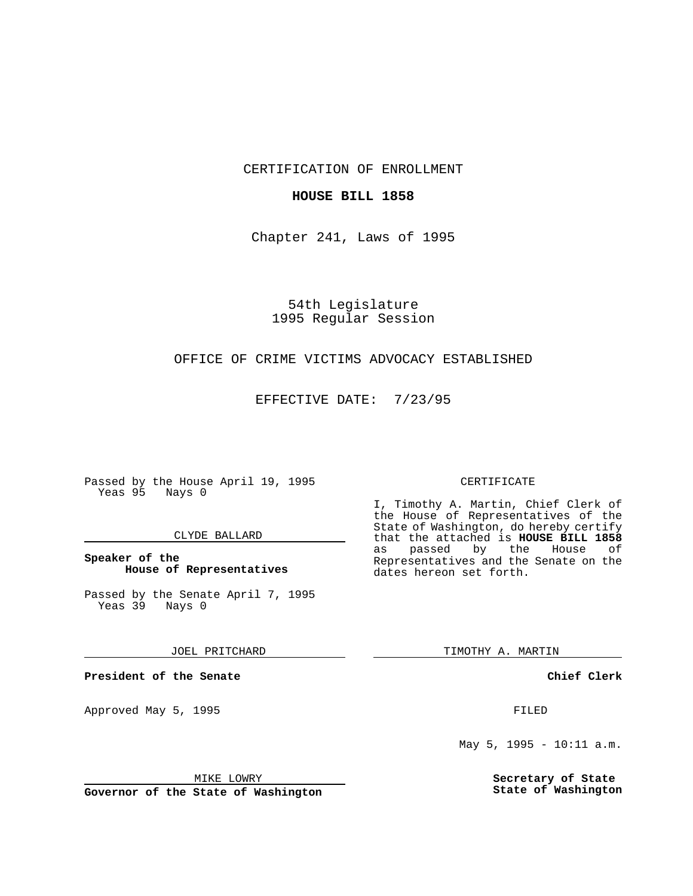CERTIFICATION OF ENROLLMENT

**HOUSE BILL 1858**

Chapter 241, Laws of 1995

54th Legislature
1995 Regular Session

OFFICE OF CRIME VICTIMS ADVOCACY ESTABLISHED

EFFECTIVE DATE: 7/23/95

Passed by the House April 19, 1995
Yeas 95 Nays 0

CLYDE BALLARD

**Speaker of the House of Representatives**

Passed by the Senate April 7, 1995
Yeas 39 Nays 0

JOEL PRITCHARD

**President of the Senate**

Approved May 5, 1995

MIKE LOWRY

**Governor of the State of Washington**

CERTIFICATE

I, Timothy A. Martin, Chief Clerk of the House of Representatives of the State of Washington, do hereby certify that the attached is **HOUSE BILL 1858** as passed by the House of Representatives and the Senate on the dates hereon set forth.

TIMOTHY A. MARTIN

**Chief Clerk**

FILED

May 5, 1995 - 10:11 a.m.

**Secretary of State**
**State of Washington**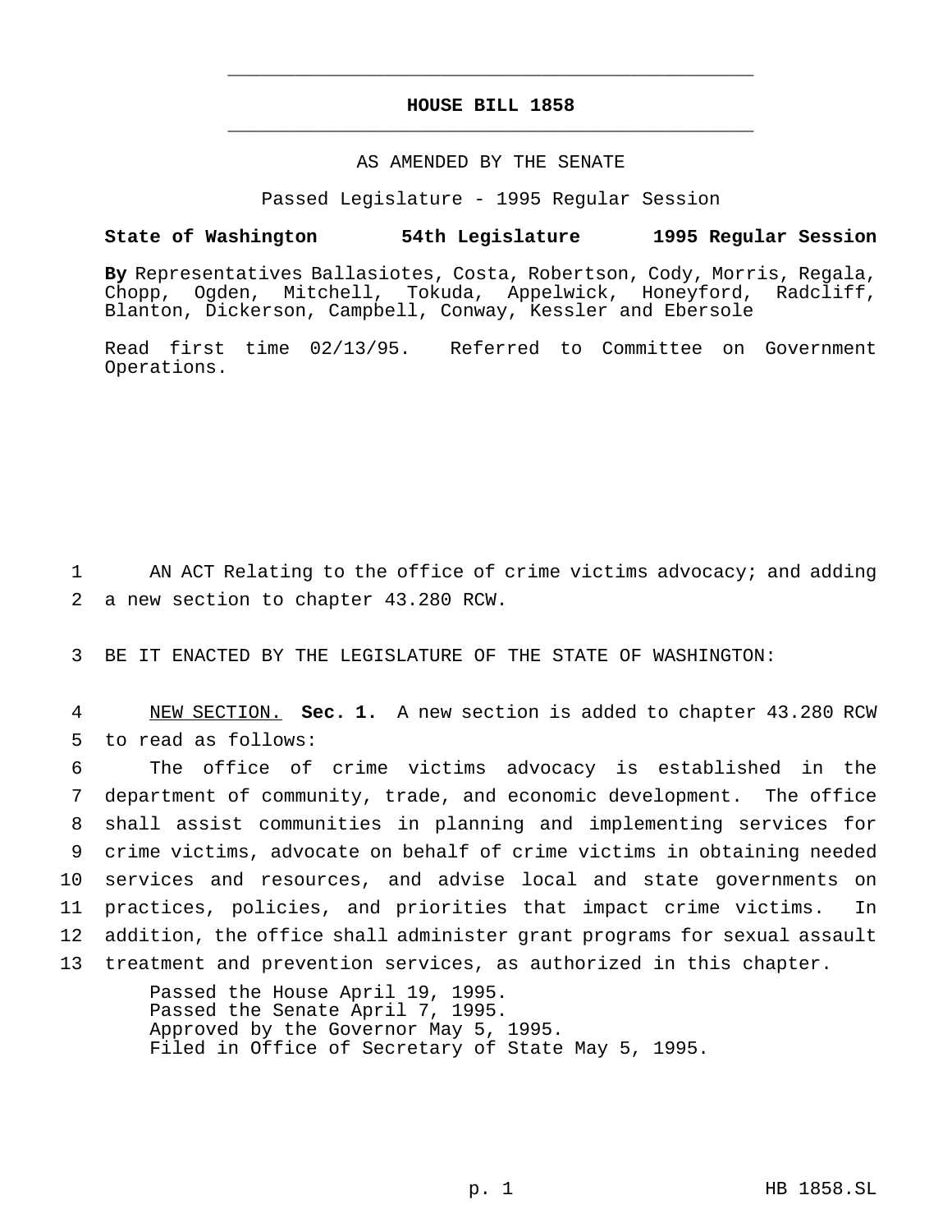# HOUSE BILL 1858

AS AMENDED BY THE SENATE

Passed Legislature - 1995 Regular Session

**State of Washington 54th Legislature 1995 Regular Session**

**By** Representatives Ballasiotes, Costa, Robertson, Cody, Morris, Regala, Chopp, Ogden, Mitchell, Tokuda, Appelwick, Honeyford, Radcliff, Blanton, Dickerson, Campbell, Conway, Kessler and Ebersole

Read first time 02/13/95. Referred to Committee on Government Operations.

AN ACT Relating to the office of crime victims advocacy; and adding a new section to chapter 43.280 RCW.

BE IT ENACTED BY THE LEGISLATURE OF THE STATE OF WASHINGTON:

NEW SECTION. **Sec. 1.** A new section is added to chapter 43.280 RCW to read as follows:

The office of crime victims advocacy is established in the department of community, trade, and economic development. The office shall assist communities in planning and implementing services for crime victims, advocate on behalf of crime victims in obtaining needed services and resources, and advise local and state governments on practices, policies, and priorities that impact crime victims. In addition, the office shall administer grant programs for sexual assault treatment and prevention services, as authorized in this chapter.

Passed the House April 19, 1995.
Passed the Senate April 7, 1995.
Approved by the Governor May 5, 1995.
Filed in Office of Secretary of State May 5, 1995.